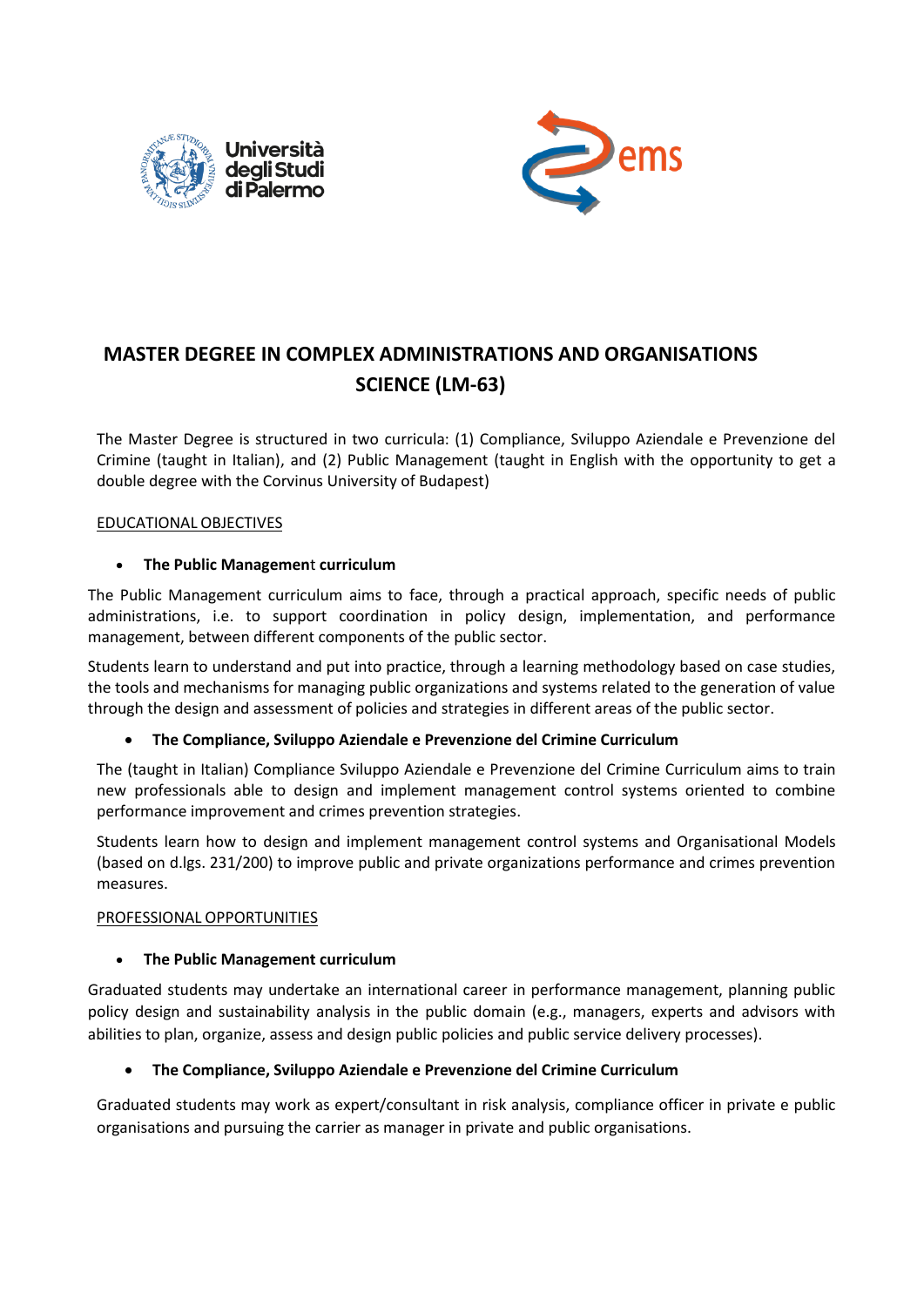# MASTER DEGREE IN COMPLEX ADMINISTRATIONS AND ORGANISATIONS SCIENCE (LM-63)

The Master Degree is structured in two curricula: (1) Compliance, Sviluppo Aziendale e Prevenzione del Crimine (taught in Italian), and (2) Public Management (taught in English with the opportunity to get a double degree with the Corvinus University of Budapest)

## EDUCATIONAL OBJECTIVES

- **The Public Management curriculum**

The Public Management curriculum aims to face, through a practical approach, specific needs of public administrations, i.e. to support coordination in policy design, implementation, and performance management, between different components of the public sector.

Students learn to understand and put into practice, through a learning methodology based on case studies, the tools and mechanisms for managing public organizations and systems related to the generation of value through the design and assessment of policies and strategies in different areas of the public sector.

- **The Compliance, Sviluppo Aziendale e Prevenzione del Crimine Curriculum**

The (taught in Italian) Compliance Sviluppo Aziendale e Prevenzione del Crimine Curriculum aims to train new professionals able to design and implement management control systems oriented to combine performance improvement and crimes prevention strategies.

Students learn how to design and implement management control systems and Organisational Models (based on d.lgs. 231/200) to improve public and private organizations performance and crimes prevention measures.

## PROFESSIONAL OPPORTUNITIES

- **The Public Management curriculum**

Graduated students may undertake an international career in performance management, planning public policy design and sustainability analysis in the public domain (e.g., managers, experts and advisors with abilities to plan, organize, assess and design public policies and public service delivery processes).

- **The Compliance, Sviluppo Aziendale e Prevenzione del Crimine Curriculum**

Graduated students may work as expert/consultant in risk analysis, compliance officer in private e public organisations and pursuing the carrier as manager in private and public organisations.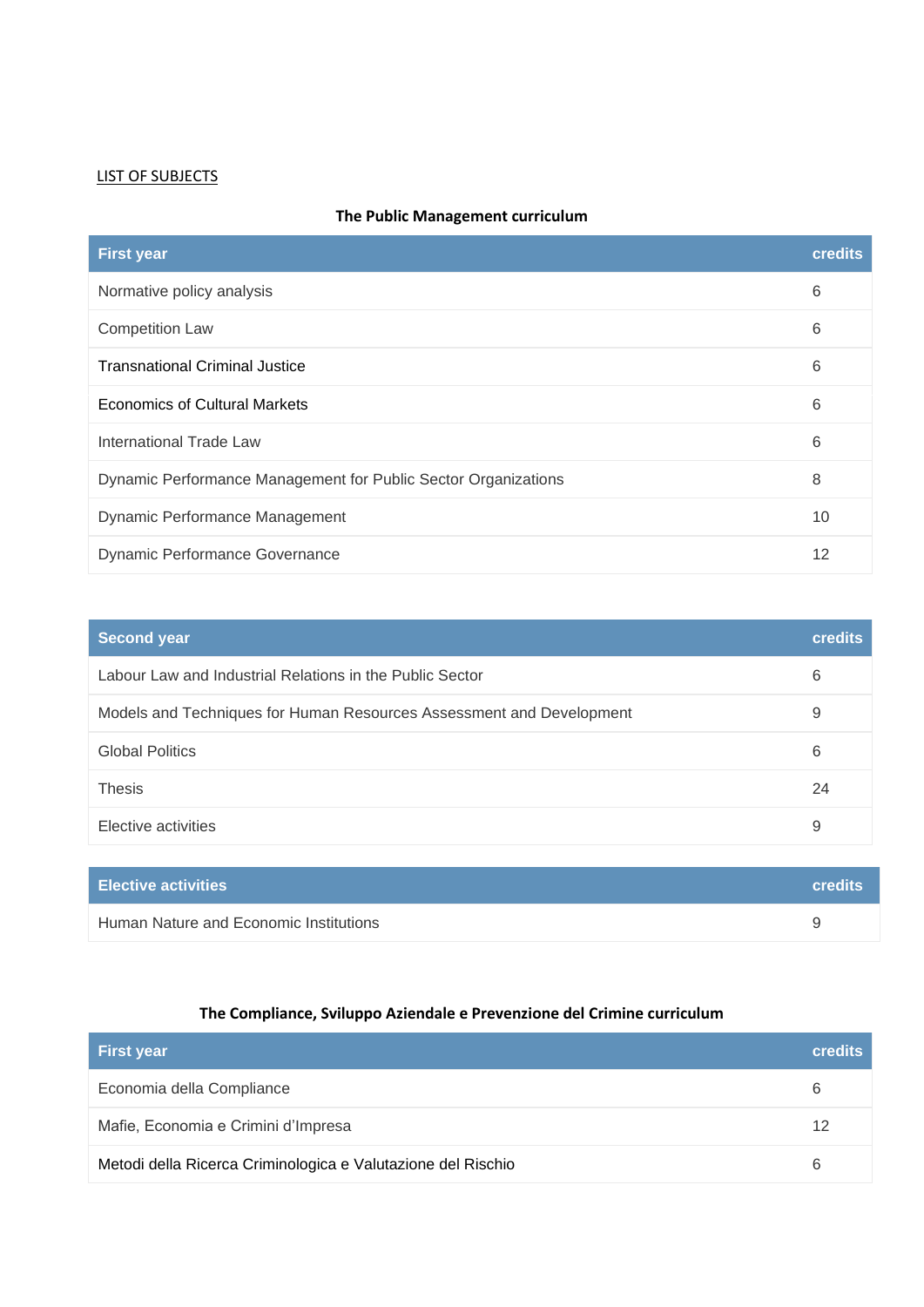<u>LIST OF SUBJECTS</u>

**The Public Management curriculum**

| First year | credits |
|---|---|
| Normative policy analysis | 6 |
| Competition Law | 6 |
| Transnational Criminal Justice | 6 |
| Economics of Cultural Markets | 6 |
| International Trade Law | 6 |
| Dynamic Performance Management for Public Sector Organizations | 8 |
| Dynamic Performance Management | 10 |
| Dynamic Performance Governance | 12 |

| Second year | credits |
|---|---|
| Labour Law and Industrial Relations in the Public Sector | 6 |
| Models and Techniques for Human Resources Assessment and Development | 9 |
| Global Politics | 6 |
| Thesis | 24 |
| Elective activities | 9 |

| Elective activities | credits |
|---|---|
| Human Nature and Economic Institutions | 9 |

**The Compliance, Sviluppo Aziendale e Prevenzione del Crimine curriculum**

| First year | credits |
|---|---|
| Economia della Compliance | 6 |
| Mafie, Economia e Crimini d'Impresa | 12 |
| Metodi della Ricerca Criminologica e Valutazione del Rischio | 6 |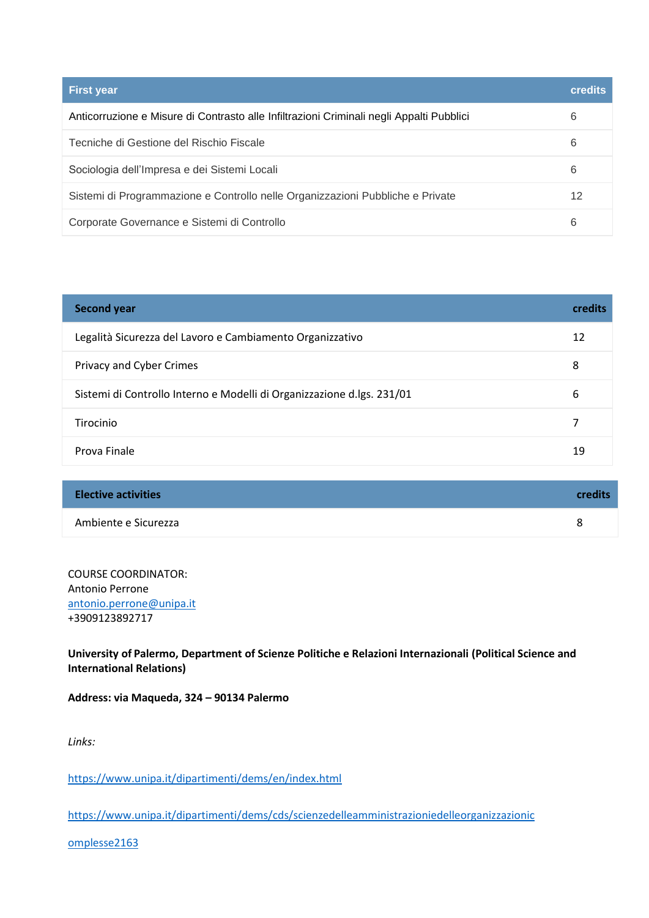| First year | credits |
| --- | --- |
| Anticorruzione e Misure di Contrasto alle Infiltrazioni Criminali negli Appalti Pubblici | 6 |
| Tecniche di Gestione del Rischio Fiscale | 6 |
| Sociologia dell'Impresa e dei Sistemi Locali | 6 |
| Sistemi di Programmazione e Controllo nelle Organizzazioni Pubbliche e Private | 12 |
| Corporate Governance e Sistemi di Controllo | 6 |

| Second year | credits |
| --- | --- |
| Legalità Sicurezza del Lavoro e Cambiamento Organizzativo | 12 |
| Privacy and Cyber Crimes | 8 |
| Sistemi di Controllo Interno e Modelli di Organizzazione d.lgs. 231/01 | 6 |
| Tirocinio | 7 |
| Prova Finale | 19 |

| Elective activities | credits |
| --- | --- |
| Ambiente e Sicurezza | 8 |

COURSE COORDINATOR:
Antonio Perrone
antonio.perrone@unipa.it
+3909123892717

**University of Palermo, Department of Scienze Politiche e Relazioni Internazionali (Political Science and International Relations)**

**Address: via Maqueda, 324 – 90134 Palermo**

*Links:*

https://www.unipa.it/dipartimenti/dems/en/index.html

https://www.unipa.it/dipartimenti/dems/cds/scienzedelleamministrazioniedelleorganizzazionic omplesse2163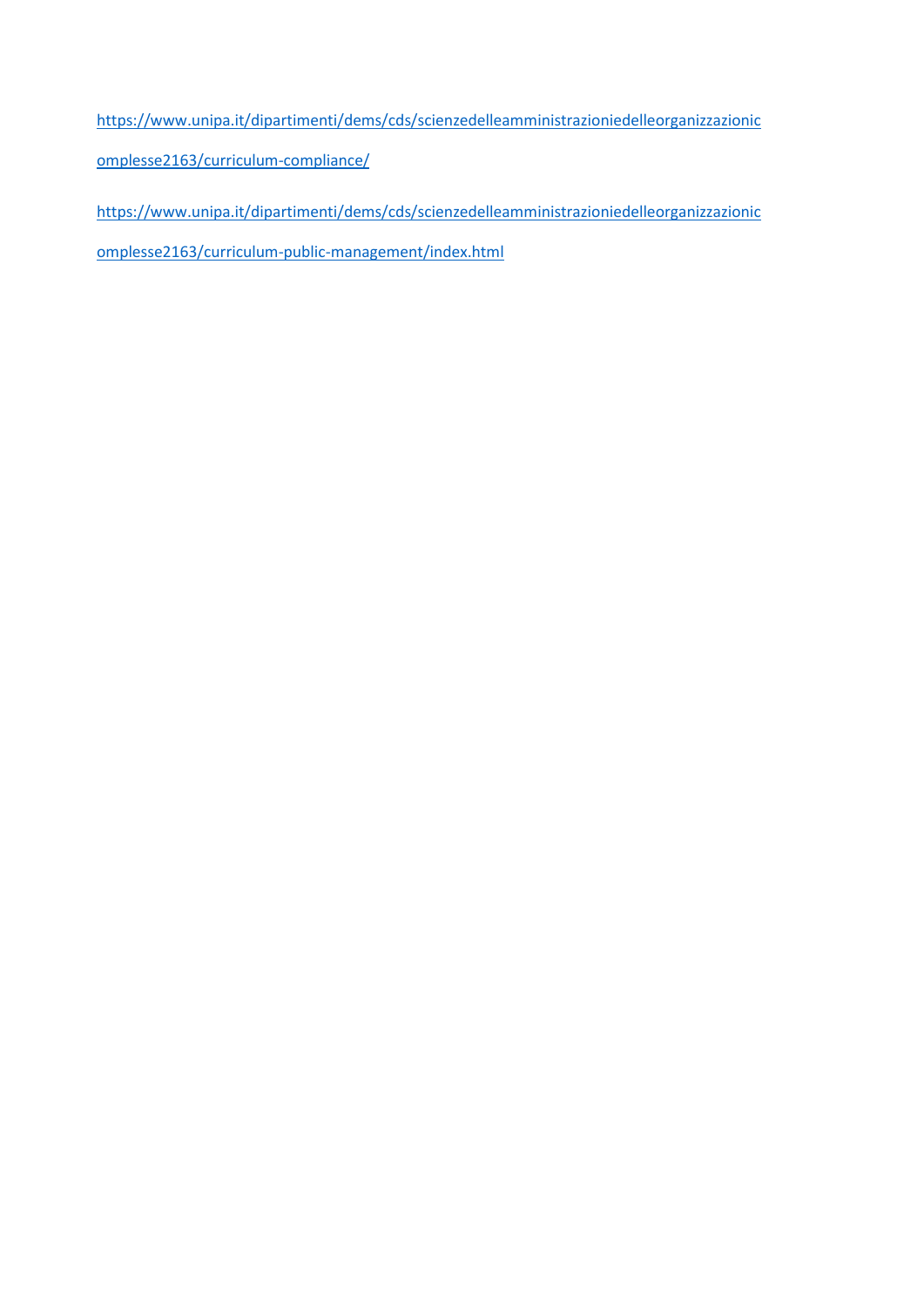https://www.unipa.it/dipartimenti/dems/cds/scienzedelleamministrazioniedelleorganizzazionicomplesse2163/curriculum-compliance/

https://www.unipa.it/dipartimenti/dems/cds/scienzedelleamministrazioniedelleorganizzazionicomplesse2163/curriculum-public-management/index.html